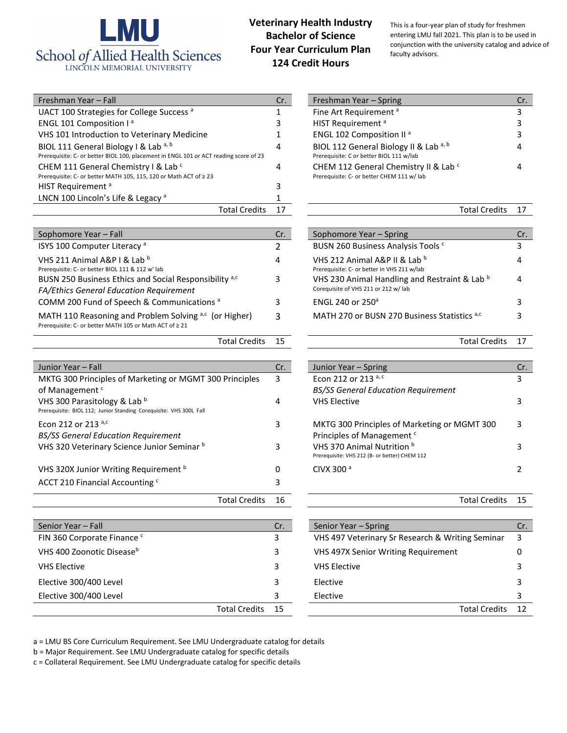# LMU School of Allied Health Sciences
LINCOLN MEMORIAL UNIVERSITY

## Veterinary Health Industry Bachelor of Science Four Year Curriculum Plan 124 Credit Hours

This is a four-year plan of study for freshmen entering LMU fall 2021. This plan is to be used in conjunction with the university catalog and advice of faculty advisors.

| Freshman Year – Fall | Cr. |
|---|---|
| UACT 100 Strategies for College Success [a] | 1 |
| ENGL 101 Composition I [a] | 3 |
| VHS 101 Introduction to Veterinary Medicine | 1 |
| BIOL 111 General Biology I & Lab [a, b]<br>Prerequisite: C- or better BIOL 100, placement in ENGL 101 or ACT reading score of 23 | 4 |
| CHEM 111 General Chemistry I & Lab [c]<br>Prerequisite: C- or better MATH 105, 115, 120 or Math ACT of ≥ 23 | 4 |
| HIST Requirement [a] | 3 |
| LNCN 100 Lincoln's Life & Legacy [a] | 1 |
| Total Credits | 17 |

| Freshman Year – Spring | Cr. |
|---|---|
| Fine Art Requirement [a] | 3 |
| HIST Requirement [a] | 3 |
| ENGL 102 Composition II [a] | 3 |
| BIOL 112 General Biology II & Lab [a, b]<br>Prerequisite: C or better BIOL 111 w/lab | 4 |
| CHEM 112 General Chemistry II & Lab [c]<br>Prerequisite: C- or better CHEM 111 w/ lab | 4 |
| Total Credits | 17 |

| Sophomore Year – Fall | Cr. |
|---|---|
| ISYS 100 Computer Literacy [a] | 2 |
| VHS 211 Animal A&P I & Lab [b]<br>Prerequisite: C- or better BIOL 111 & 112 w' lab | 4 |
| BUSN 250 Business Ethics and Social Responsibility [a,c]<br>*FA/Ethics General Education Requirement* | 3 |
| COMM 200 Fund of Speech & Communications [a] | 3 |
| MATH 110 Reasoning and Problem Solving [a,c] (or Higher)<br>Prerequisite: C- or better MATH 105 or Math ACT of ≥ 21 | 3 |
| Total Credits | 15 |

| Sophomore Year – Spring | Cr. |
|---|---|
| BUSN 260 Business Analysis Tools [c] | 3 |
| VHS 212 Animal A&P II & Lab [b]<br>Prerequisite: C- or better in VHS 211 w/lab | 4 |
| VHS 230 Animal Handling and Restraint & Lab [b]<br>Corequisite of VHS 211 or 212 w/ lab | 4 |
| ENGL 240 or 250[a] | 3 |
| MATH 270 or BUSN 270 Business Statistics [a,c] | 3 |
| Total Credits | 17 |

| Junior Year – Fall | Cr. |
|---|---|
| MKTG 300 Principles of Marketing or MGMT 300 Principles of Management [c] | 3 |
| VHS 300 Parasitology & Lab [b]<br>Prerequisite: BIOL 112; Junior Standing Corequisite: VHS 300L Fall | 4 |
| Econ 212 or 213 [a,c]<br>*BS/SS General Education Requirement* | 3 |
| VHS 320 Veterinary Science Junior Seminar [b] | 3 |
| VHS 320X Junior Writing Requirement [b] | 0 |
| ACCT 210 Financial Accounting [c] | 3 |
| Total Credits | 16 |

| Junior Year – Spring | Cr. |
|---|---|
| Econ 212 or 213 [a, c]<br>*BS/SS General Education Requirement* | 3 |
| VHS Elective | 3 |
| MKTG 300 Principles of Marketing or MGMT 300 Principles of Management [c] | 3 |
| VHS 370 Animal Nutrition [b]<br>Prerequisite: VHS 212 (B- or better) CHEM 112 | 3 |
| CIVX 300 [a] | 2 |
| Total Credits | 15 |

| Senior Year – Fall | Cr. |
|---|---|
| FIN 360 Corporate Finance [c] | 3 |
| VHS 400 Zoonotic Disease[b] | 3 |
| VHS Elective | 3 |
| Elective 300/400 Level | 3 |
| Elective 300/400 Level | 3 |
| Total Credits | 15 |

| Senior Year – Spring | Cr. |
|---|---|
| VHS 497 Veterinary Sr Research & Writing Seminar | 3 |
| VHS 497X Senior Writing Requirement | 0 |
| VHS Elective | 3 |
| Elective | 3 |
| Elective | 3 |
| Total Credits | 12 |

a = LMU BS Core Curriculum Requirement. See LMU Undergraduate catalog for details

b = Major Requirement. See LMU Undergraduate catalog for specific details

c = Collateral Requirement. See LMU Undergraduate catalog for specific details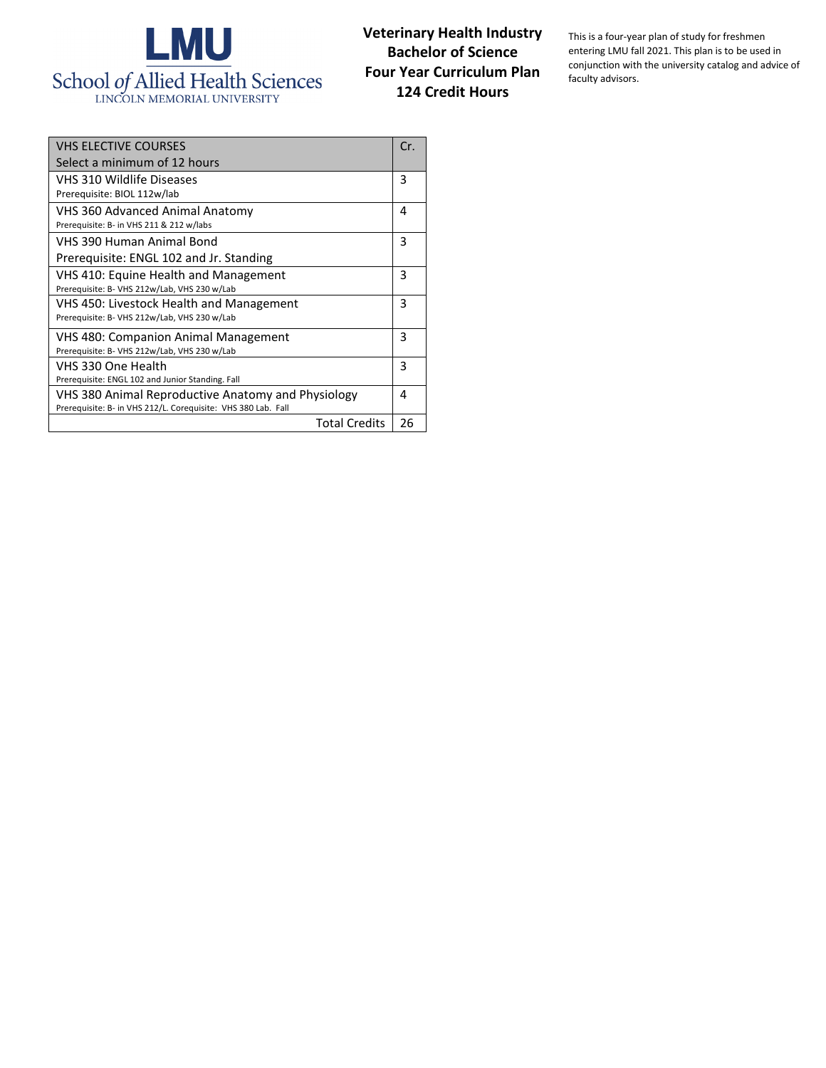LMU
School of Allied Health Sciences
LINCOLN MEMORIAL UNIVERSITY

**Veterinary Health Industry**
**Bachelor of Science**
**Four Year Curriculum Plan**
**124 Credit Hours**

This is a four-year plan of study for freshmen entering LMU fall 2021. This plan is to be used in conjunction with the university catalog and advice of faculty advisors.

| VHS ELECTIVE COURSES<br>Select a minimum of 12 hours | Cr. |
|---|---|
| VHS 310 Wildlife Diseases<br>Prerequisite: BIOL 112w/lab | 3 |
| VHS 360 Advanced Animal Anatomy<br>Prerequisite: B- in VHS 211 & 212 w/labs | 4 |
| VHS 390 Human Animal Bond<br>Prerequisite: ENGL 102 and Jr. Standing | 3 |
| VHS 410: Equine Health and Management<br>Prerequisite: B- VHS 212w/Lab, VHS 230 w/Lab | 3 |
| VHS 450: Livestock Health and Management<br>Prerequisite: B- VHS 212w/Lab, VHS 230 w/Lab | 3 |
| VHS 480: Companion Animal Management<br>Prerequisite: B- VHS 212w/Lab, VHS 230 w/Lab | 3 |
| VHS 330 One Health<br>Prerequisite: ENGL 102 and Junior Standing. Fall | 3 |
| VHS 380 Animal Reproductive Anatomy and Physiology<br>Prerequisite: B- in VHS 212/L. Corequisite: VHS 380 Lab. Fall | 4 |
| Total Credits | 26 |